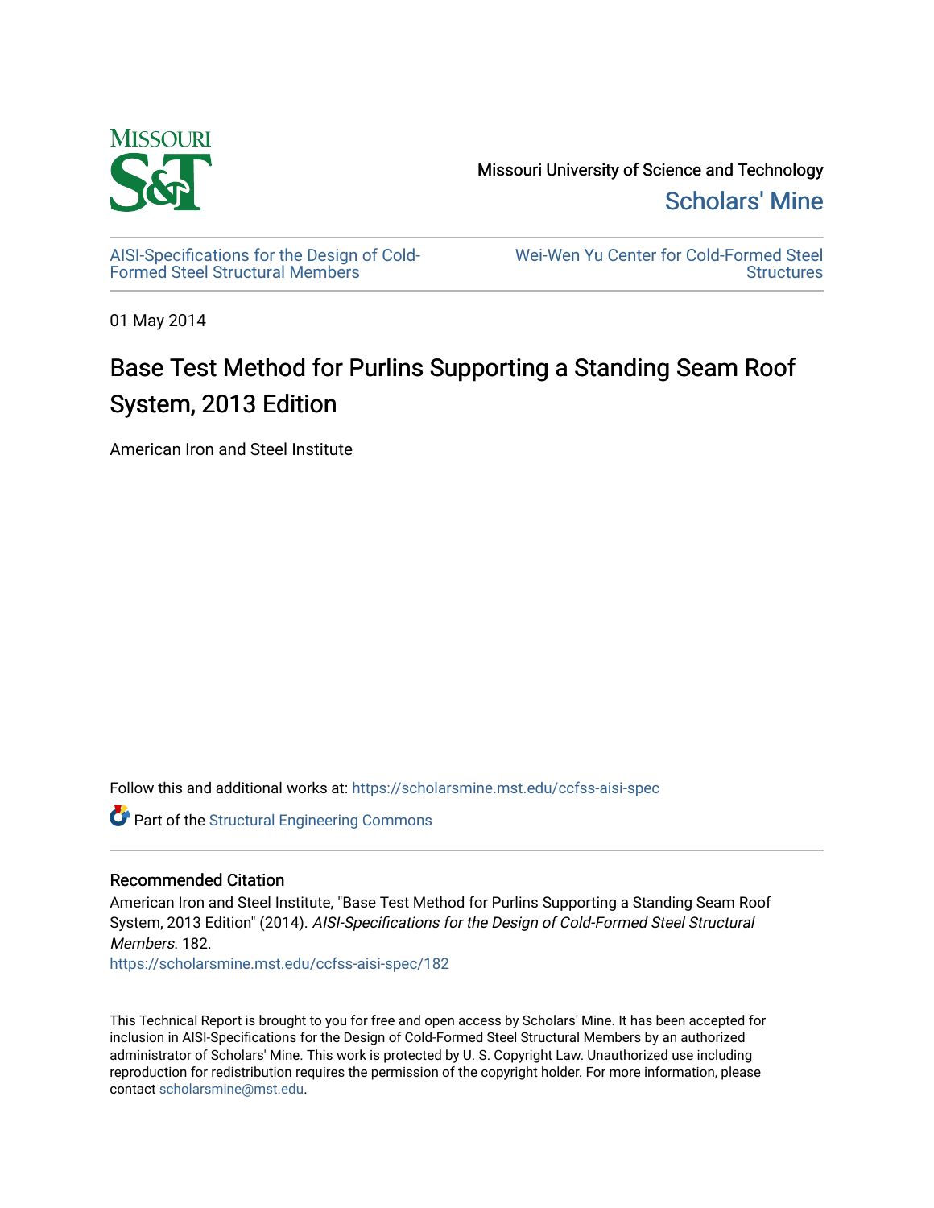Missouri University of Science and Technology

Scholars' Mine

AISI-Specifications for the Design of Cold-Formed Steel Structural Members

Wei-Wen Yu Center for Cold-Formed Steel Structures

01 May 2014

# Base Test Method for Purlins Supporting a Standing Seam Roof System, 2013 Edition

American Iron and Steel Institute

Follow this and additional works at: https://scholarsmine.mst.edu/ccfss-aisi-spec

Part of the Structural Engineering Commons

## Recommended Citation

American Iron and Steel Institute, "Base Test Method for Purlins Supporting a Standing Seam Roof System, 2013 Edition" (2014). *AISI-Specifications for the Design of Cold-Formed Steel Structural Members*. 182.
https://scholarsmine.mst.edu/ccfss-aisi-spec/182

This Technical Report is brought to you for free and open access by Scholars' Mine. It has been accepted for inclusion in AISI-Specifications for the Design of Cold-Formed Steel Structural Members by an authorized administrator of Scholars' Mine. This work is protected by U. S. Copyright Law. Unauthorized use including reproduction for redistribution requires the permission of the copyright holder. For more information, please contact scholarsmine@mst.edu.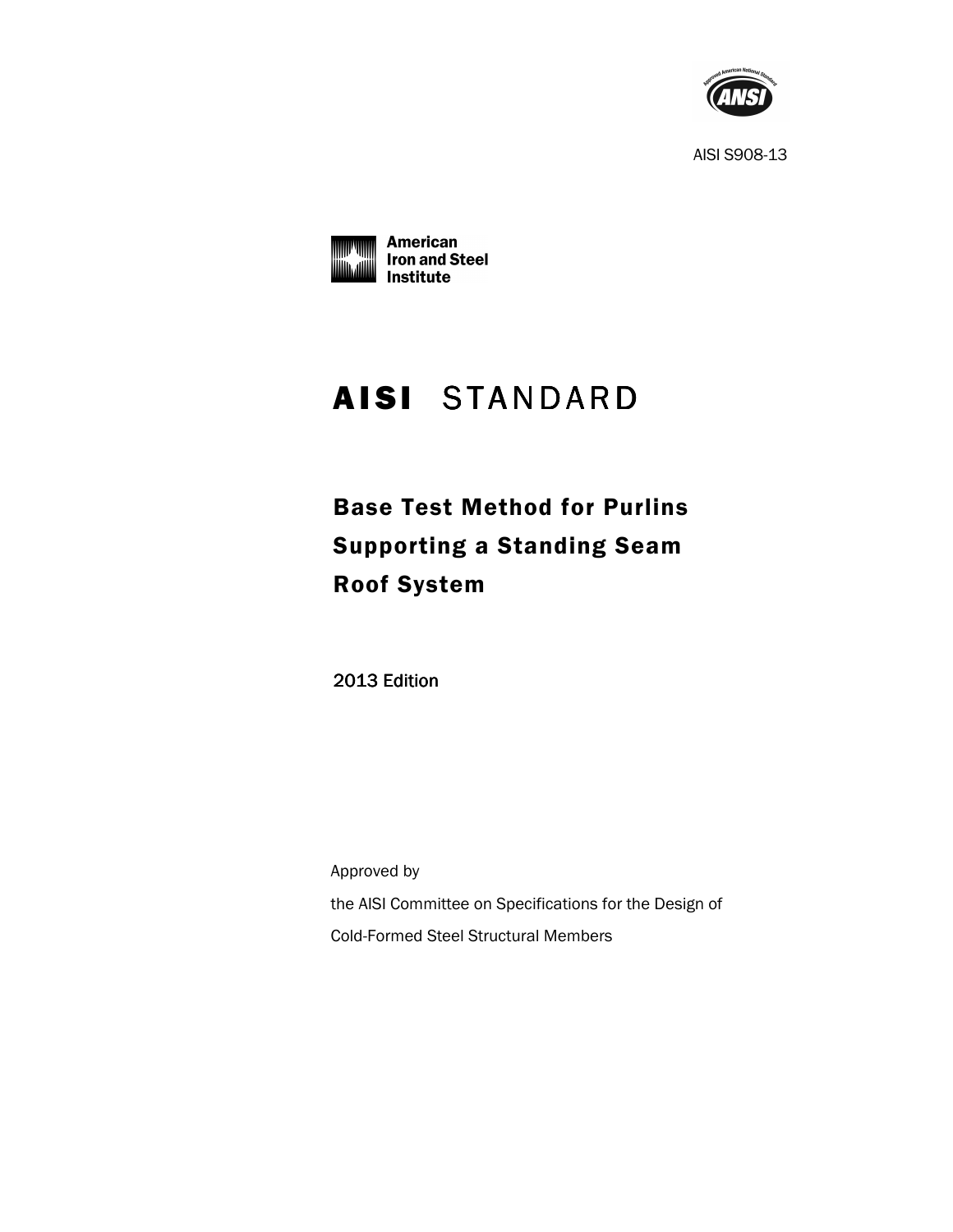AISI S908-13

American Iron and Steel Institute

# AISI STANDARD

## Base Test Method for Purlins Supporting a Standing Seam Roof System

2013 Edition

Approved by

the AISI Committee on Specifications for the Design of

Cold-Formed Steel Structural Members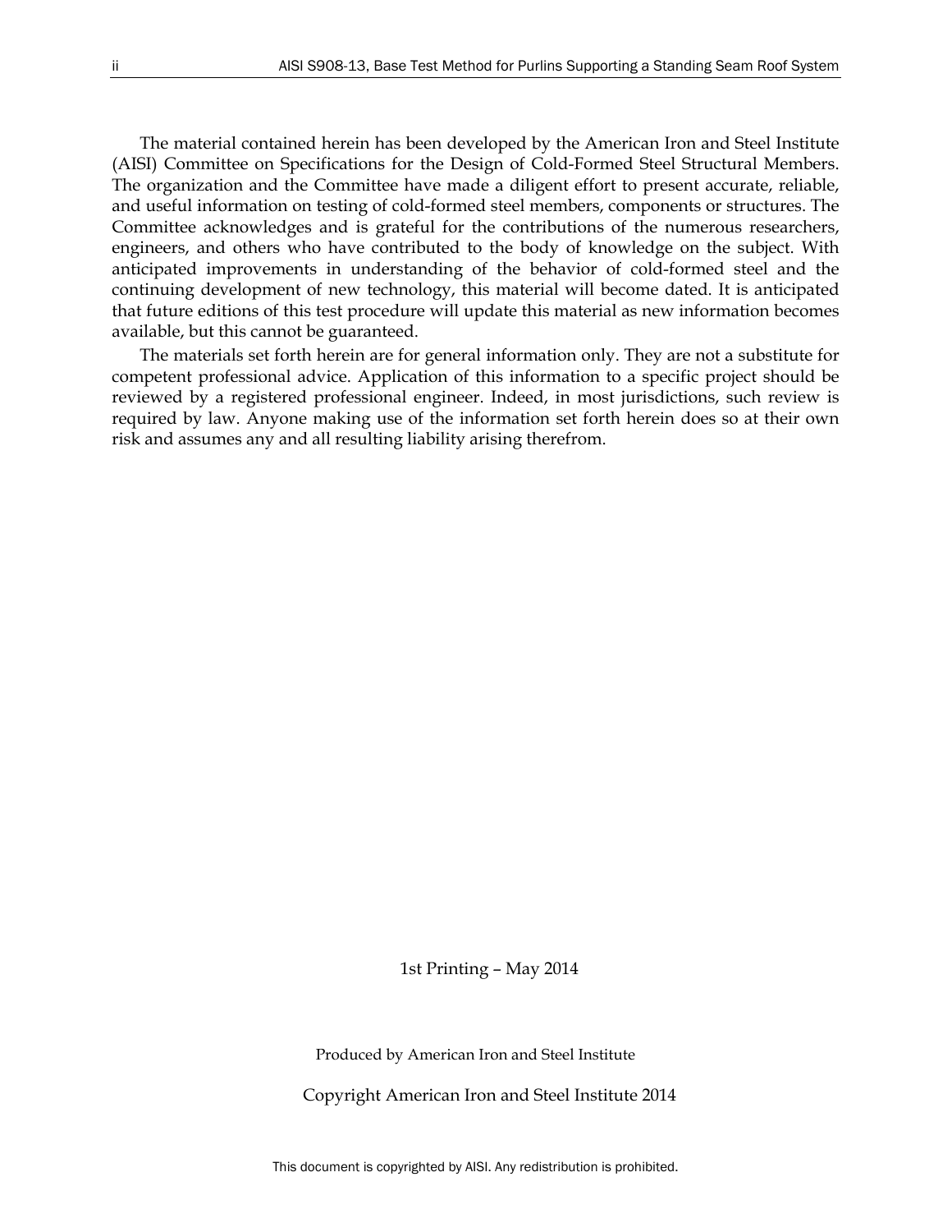The material contained herein has been developed by the American Iron and Steel Institute (AISI) Committee on Specifications for the Design of Cold-Formed Steel Structural Members. The organization and the Committee have made a diligent effort to present accurate, reliable, and useful information on testing of cold-formed steel members, components or structures. The Committee acknowledges and is grateful for the contributions of the numerous researchers, engineers, and others who have contributed to the body of knowledge on the subject. With anticipated improvements in understanding of the behavior of cold-formed steel and the continuing development of new technology, this material will become dated. It is anticipated that future editions of this test procedure will update this material as new information becomes available, but this cannot be guaranteed.

The materials set forth herein are for general information only. They are not a substitute for competent professional advice. Application of this information to a specific project should be reviewed by a registered professional engineer. Indeed, in most jurisdictions, such review is required by law. Anyone making use of the information set forth herein does so at their own risk and assumes any and all resulting liability arising therefrom.

1st Printing – May 2014

Produced by American Iron and Steel Institute

Copyright American Iron and Steel Institute 2014

This document is copyrighted by AISI. Any redistribution is prohibited.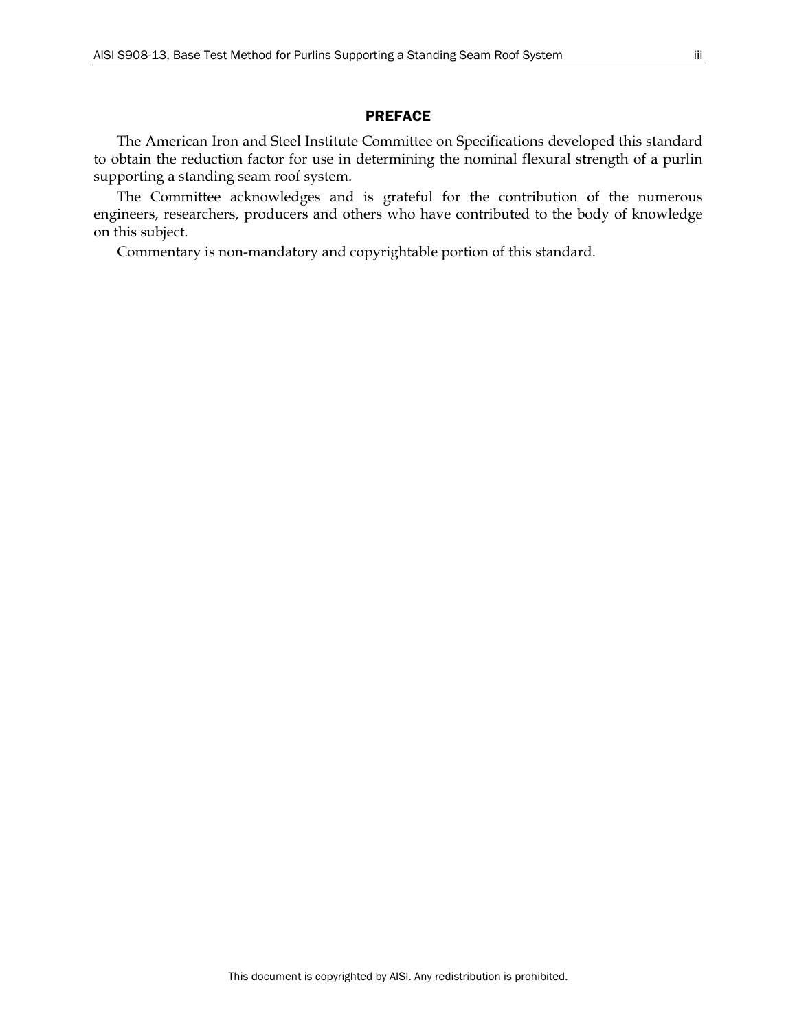## PREFACE

The American Iron and Steel Institute Committee on Specifications developed this standard to obtain the reduction factor for use in determining the nominal flexural strength of a purlin supporting a standing seam roof system.

The Committee acknowledges and is grateful for the contribution of the numerous engineers, researchers, producers and others who have contributed to the body of knowledge on this subject.

Commentary is non-mandatory and copyrightable portion of this standard.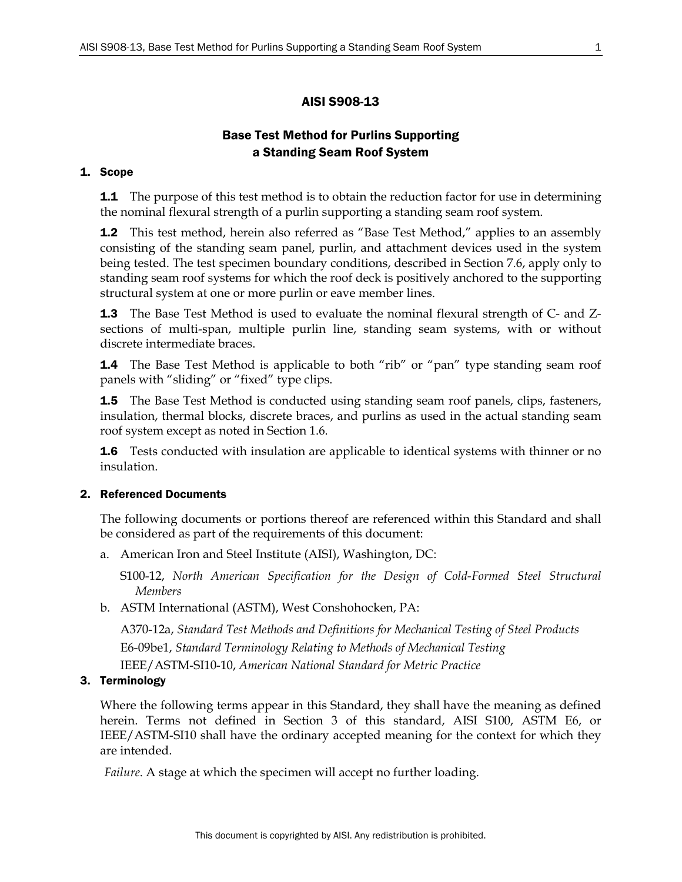# AISI S908-13

## Base Test Method for Purlins Supporting a Standing Seam Roof System

## 1. Scope

**1.1** The purpose of this test method is to obtain the reduction factor for use in determining the nominal flexural strength of a purlin supporting a standing seam roof system.

**1.2** This test method, herein also referred as "Base Test Method," applies to an assembly consisting of the standing seam panel, purlin, and attachment devices used in the system being tested. The test specimen boundary conditions, described in Section 7.6, apply only to standing seam roof systems for which the roof deck is positively anchored to the supporting structural system at one or more purlin or eave member lines.

**1.3** The Base Test Method is used to evaluate the nominal flexural strength of C- and Z-sections of multi-span, multiple purlin line, standing seam systems, with or without discrete intermediate braces.

**1.4** The Base Test Method is applicable to both "rib" or "pan" type standing seam roof panels with "sliding" or "fixed" type clips.

**1.5** The Base Test Method is conducted using standing seam roof panels, clips, fasteners, insulation, thermal blocks, discrete braces, and purlins as used in the actual standing seam roof system except as noted in Section 1.6.

**1.6** Tests conducted with insulation are applicable to identical systems with thinner or no insulation.

## 2. Referenced Documents

The following documents or portions thereof are referenced within this Standard and shall be considered as part of the requirements of this document:

a. American Iron and Steel Institute (AISI), Washington, DC:

S100-12, *North American Specification for the Design of Cold-Formed Steel Structural Members*

b. ASTM International (ASTM), West Conshohocken, PA:

A370-12a, *Standard Test Methods and Definitions for Mechanical Testing of Steel Products*

E6-09be1, *Standard Terminology Relating to Methods of Mechanical Testing*

IEEE/ASTM-SI10-10, *American National Standard for Metric Practice*

## 3. Terminology

Where the following terms appear in this Standard, they shall have the meaning as defined herein. Terms not defined in Section 3 of this standard, AISI S100, ASTM E6, or IEEE/ASTM-SI10 shall have the ordinary accepted meaning for the context for which they are intended.

*Failure*. A stage at which the specimen will accept no further loading.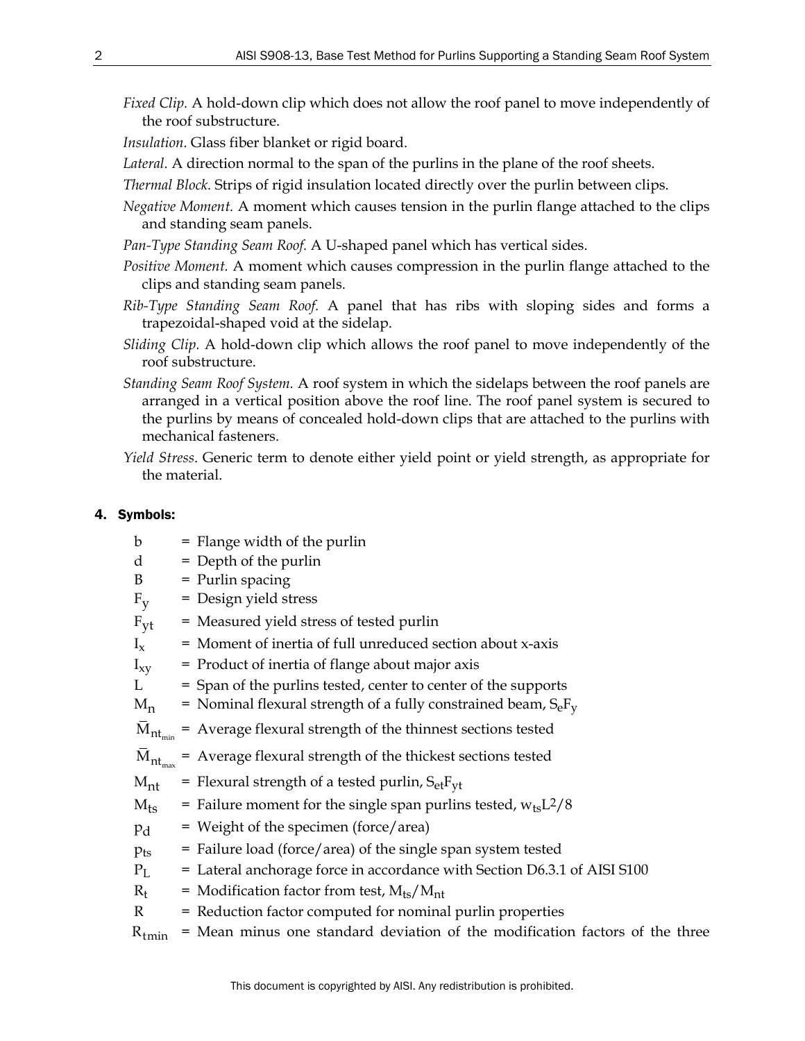*Fixed Clip.* A hold-down clip which does not allow the roof panel to move independently of the roof substructure.

*Insulation.* Glass fiber blanket or rigid board.

*Lateral.* A direction normal to the span of the purlins in the plane of the roof sheets.

*Thermal Block.* Strips of rigid insulation located directly over the purlin between clips.

*Negative Moment.* A moment which causes tension in the purlin flange attached to the clips and standing seam panels.

*Pan-Type Standing Seam Roof.* A U-shaped panel which has vertical sides.

*Positive Moment.* A moment which causes compression in the purlin flange attached to the clips and standing seam panels.

*Rib-Type Standing Seam Roof.* A panel that has ribs with sloping sides and forms a trapezoidal-shaped void at the sidelap.

*Sliding Clip.* A hold-down clip which allows the roof panel to move independently of the roof substructure.

*Standing Seam Roof System.* A roof system in which the sidelaps between the roof panels are arranged in a vertical position above the roof line. The roof panel system is secured to the purlins by means of concealed hold-down clips that are attached to the purlins with mechanical fasteners.

*Yield Stress*. Generic term to denote either yield point or yield strength, as appropriate for the material.

## 4. Symbols:

$b$ = Flange width of the purlin

$d$ = Depth of the purlin

$B$ = Purlin spacing

$F_y$ = Design yield stress

$F_{yt}$ = Measured yield stress of tested purlin

$I_x$ = Moment of inertia of full unreduced section about x-axis

$I_{xy}$ = Product of inertia of flange about major axis

$L$ = Span of the purlins tested, center to center of the supports

$M_n$ = Nominal flexural strength of a fully constrained beam, $S_eF_y$

$\bar{M}_{nt_{min}}$ = Average flexural strength of the thinnest sections tested

$\bar{M}_{nt_{max}}$ = Average flexural strength of the thickest sections tested

$M_{nt}$ = Flexural strength of a tested purlin, $S_{et}F_{yt}$

$M_{ts}$ = Failure moment for the single span purlins tested, $w_{ts}L^2/8$

$p_d$ = Weight of the specimen (force/area)

$p_{ts}$ = Failure load (force/area) of the single span system tested

$P_L$ = Lateral anchorage force in accordance with Section D6.3.1 of AISI S100

$R_t$ = Modification factor from test, $M_{ts}/M_{nt}$

$R$ = Reduction factor computed for nominal purlin properties

$R_{tmin}$ = Mean minus one standard deviation of the modification factors of the three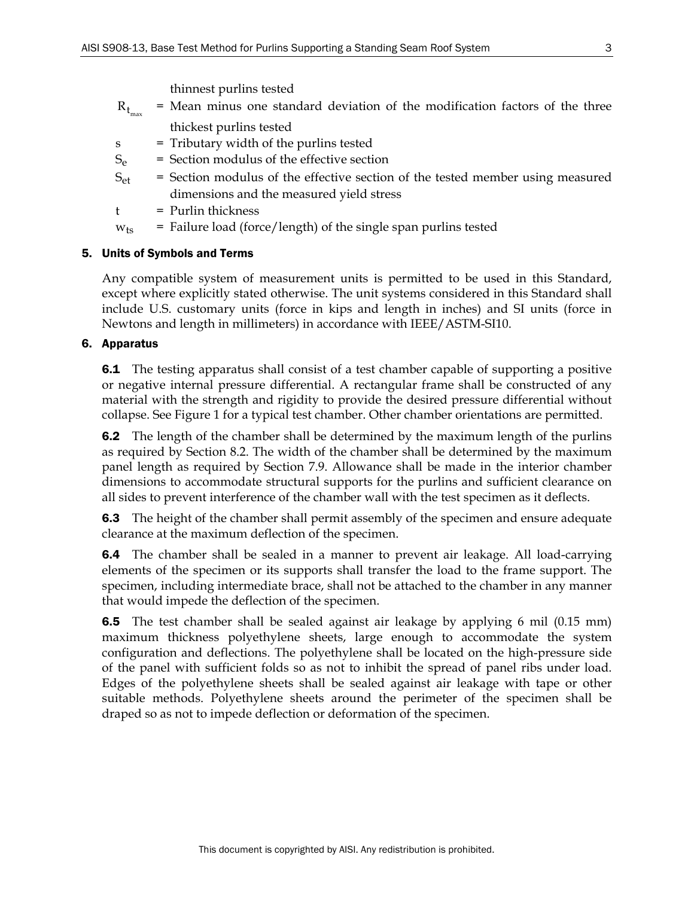thinnest purlins tested

$R_{t_{max}}$ = Mean minus one standard deviation of the modification factors of the three thickest purlins tested

s = Tributary width of the purlins tested

$S_e$ = Section modulus of the effective section

$S_{et}$ = Section modulus of the effective section of the tested member using measured dimensions and the measured yield stress

t = Purlin thickness

$w_{ts}$ = Failure load (force/length) of the single span purlins tested

## 5. Units of Symbols and Terms

Any compatible system of measurement units is permitted to be used in this Standard, except where explicitly stated otherwise. The unit systems considered in this Standard shall include U.S. customary units (force in kips and length in inches) and SI units (force in Newtons and length in millimeters) in accordance with IEEE/ASTM-SI10.

## 6. Apparatus

**6.1** The testing apparatus shall consist of a test chamber capable of supporting a positive or negative internal pressure differential. A rectangular frame shall be constructed of any material with the strength and rigidity to provide the desired pressure differential without collapse. See Figure 1 for a typical test chamber. Other chamber orientations are permitted.

**6.2** The length of the chamber shall be determined by the maximum length of the purlins as required by Section 8.2. The width of the chamber shall be determined by the maximum panel length as required by Section 7.9. Allowance shall be made in the interior chamber dimensions to accommodate structural supports for the purlins and sufficient clearance on all sides to prevent interference of the chamber wall with the test specimen as it deflects.

**6.3** The height of the chamber shall permit assembly of the specimen and ensure adequate clearance at the maximum deflection of the specimen.

**6.4** The chamber shall be sealed in a manner to prevent air leakage. All load-carrying elements of the specimen or its supports shall transfer the load to the frame support. The specimen, including intermediate brace, shall not be attached to the chamber in any manner that would impede the deflection of the specimen.

**6.5** The test chamber shall be sealed against air leakage by applying 6 mil (0.15 mm) maximum thickness polyethylene sheets, large enough to accommodate the system configuration and deflections. The polyethylene shall be located on the high-pressure side of the panel with sufficient folds so as not to inhibit the spread of panel ribs under load. Edges of the polyethylene sheets shall be sealed against air leakage with tape or other suitable methods. Polyethylene sheets around the perimeter of the specimen shall be draped so as not to impede deflection or deformation of the specimen.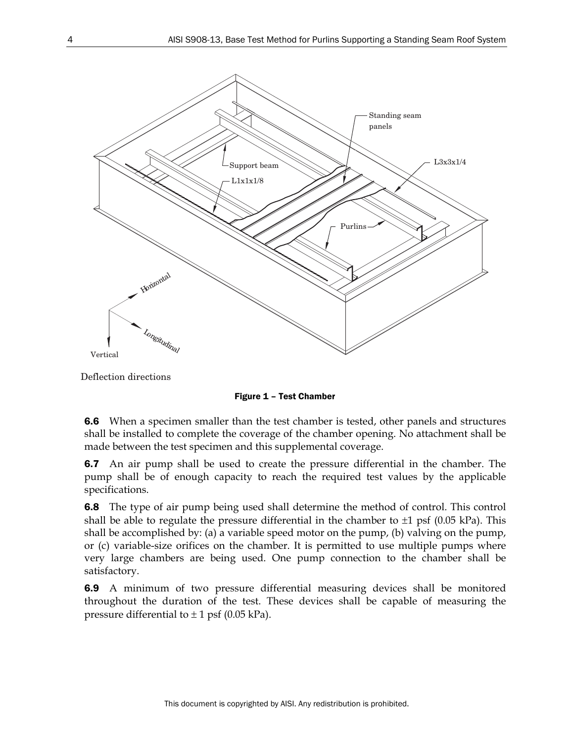Deflection directions

**Figure 1 – Test Chamber**

**6.6** When a specimen smaller than the test chamber is tested, other panels and structures shall be installed to complete the coverage of the chamber opening. No attachment shall be made between the test specimen and this supplemental coverage.

**6.7** An air pump shall be used to create the pressure differential in the chamber. The pump shall be of enough capacity to reach the required test values by the applicable specifications.

**6.8** The type of air pump being used shall determine the method of control. This control shall be able to regulate the pressure differential in the chamber to ±1 psf (0.05 kPa). This shall be accomplished by: (a) a variable speed motor on the pump, (b) valving on the pump, or (c) variable-size orifices on the chamber. It is permitted to use multiple pumps where very large chambers are being used. One pump connection to the chamber shall be satisfactory.

**6.9** A minimum of two pressure differential measuring devices shall be monitored throughout the duration of the test. These devices shall be capable of measuring the pressure differential to ± 1 psf (0.05 kPa).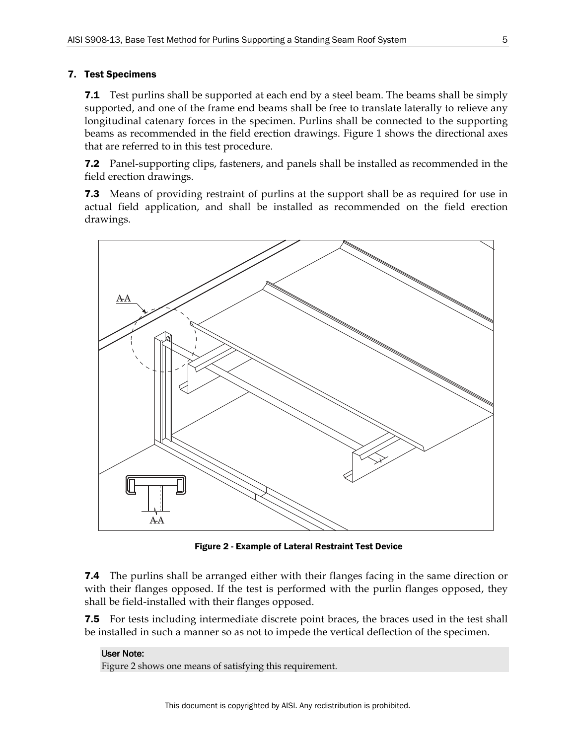## 7. Test Specimens

**7.1** Test purlins shall be supported at each end by a steel beam. The beams shall be simply supported, and one of the frame end beams shall be free to translate laterally to relieve any longitudinal catenary forces in the specimen. Purlins shall be connected to the supporting beams as recommended in the field erection drawings. Figure 1 shows the directional axes that are referred to in this test procedure.

**7.2** Panel-supporting clips, fasteners, and panels shall be installed as recommended in the field erection drawings.

**7.3** Means of providing restraint of purlins at the support shall be as required for use in actual field application, and shall be installed as recommended on the field erection drawings.

**Figure 2 - Example of Lateral Restraint Test Device**

**7.4** The purlins shall be arranged either with their flanges facing in the same direction or with their flanges opposed. If the test is performed with the purlin flanges opposed, they shall be field-installed with their flanges opposed.

**7.5** For tests including intermediate discrete point braces, the braces used in the test shall be installed in such a manner so as not to impede the vertical deflection of the specimen.

**User Note:**
Figure 2 shows one means of satisfying this requirement.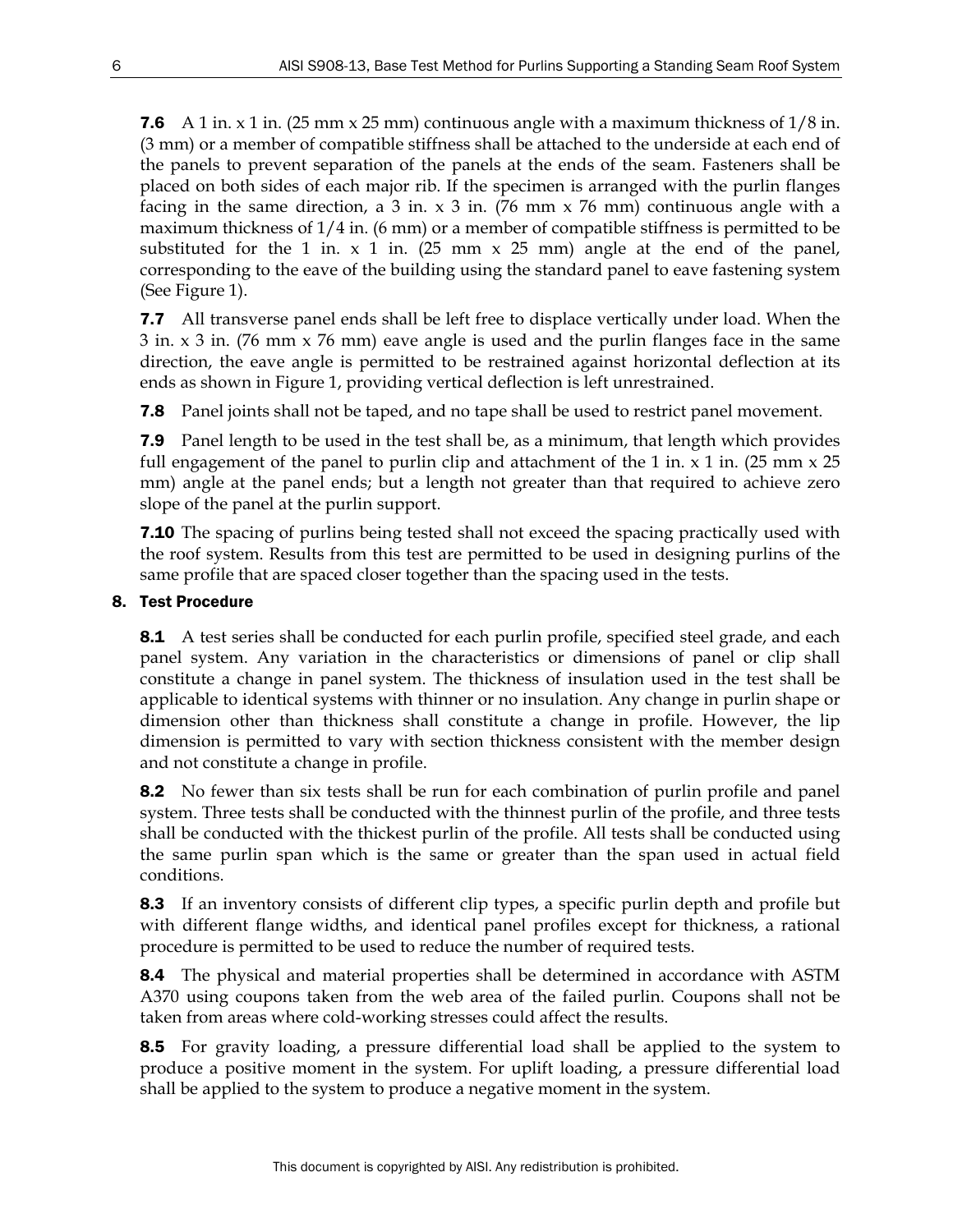**7.6** A 1 in. x 1 in. (25 mm x 25 mm) continuous angle with a maximum thickness of 1/8 in. (3 mm) or a member of compatible stiffness shall be attached to the underside at each end of the panels to prevent separation of the panels at the ends of the seam. Fasteners shall be placed on both sides of each major rib. If the specimen is arranged with the purlin flanges facing in the same direction, a 3 in. x 3 in. (76 mm x 76 mm) continuous angle with a maximum thickness of 1/4 in. (6 mm) or a member of compatible stiffness is permitted to be substituted for the 1 in. x 1 in. (25 mm x 25 mm) angle at the end of the panel, corresponding to the eave of the building using the standard panel to eave fastening system (See Figure 1).

**7.7** All transverse panel ends shall be left free to displace vertically under load. When the 3 in. x 3 in. (76 mm x 76 mm) eave angle is used and the purlin flanges face in the same direction, the eave angle is permitted to be restrained against horizontal deflection at its ends as shown in Figure 1, providing vertical deflection is left unrestrained.

**7.8** Panel joints shall not be taped, and no tape shall be used to restrict panel movement.

**7.9** Panel length to be used in the test shall be, as a minimum, that length which provides full engagement of the panel to purlin clip and attachment of the 1 in. x 1 in. (25 mm x 25 mm) angle at the panel ends; but a length not greater than that required to achieve zero slope of the panel at the purlin support.

**7.10** The spacing of purlins being tested shall not exceed the spacing practically used with the roof system. Results from this test are permitted to be used in designing purlins of the same profile that are spaced closer together than the spacing used in the tests.

## 8. Test Procedure

**8.1** A test series shall be conducted for each purlin profile, specified steel grade, and each panel system. Any variation in the characteristics or dimensions of panel or clip shall constitute a change in panel system. The thickness of insulation used in the test shall be applicable to identical systems with thinner or no insulation. Any change in purlin shape or dimension other than thickness shall constitute a change in profile. However, the lip dimension is permitted to vary with section thickness consistent with the member design and not constitute a change in profile.

**8.2** No fewer than six tests shall be run for each combination of purlin profile and panel system. Three tests shall be conducted with the thinnest purlin of the profile, and three tests shall be conducted with the thickest purlin of the profile. All tests shall be conducted using the same purlin span which is the same or greater than the span used in actual field conditions.

**8.3** If an inventory consists of different clip types, a specific purlin depth and profile but with different flange widths, and identical panel profiles except for thickness, a rational procedure is permitted to be used to reduce the number of required tests.

**8.4** The physical and material properties shall be determined in accordance with ASTM A370 using coupons taken from the web area of the failed purlin. Coupons shall not be taken from areas where cold-working stresses could affect the results.

**8.5** For gravity loading, a pressure differential load shall be applied to the system to produce a positive moment in the system. For uplift loading, a pressure differential load shall be applied to the system to produce a negative moment in the system.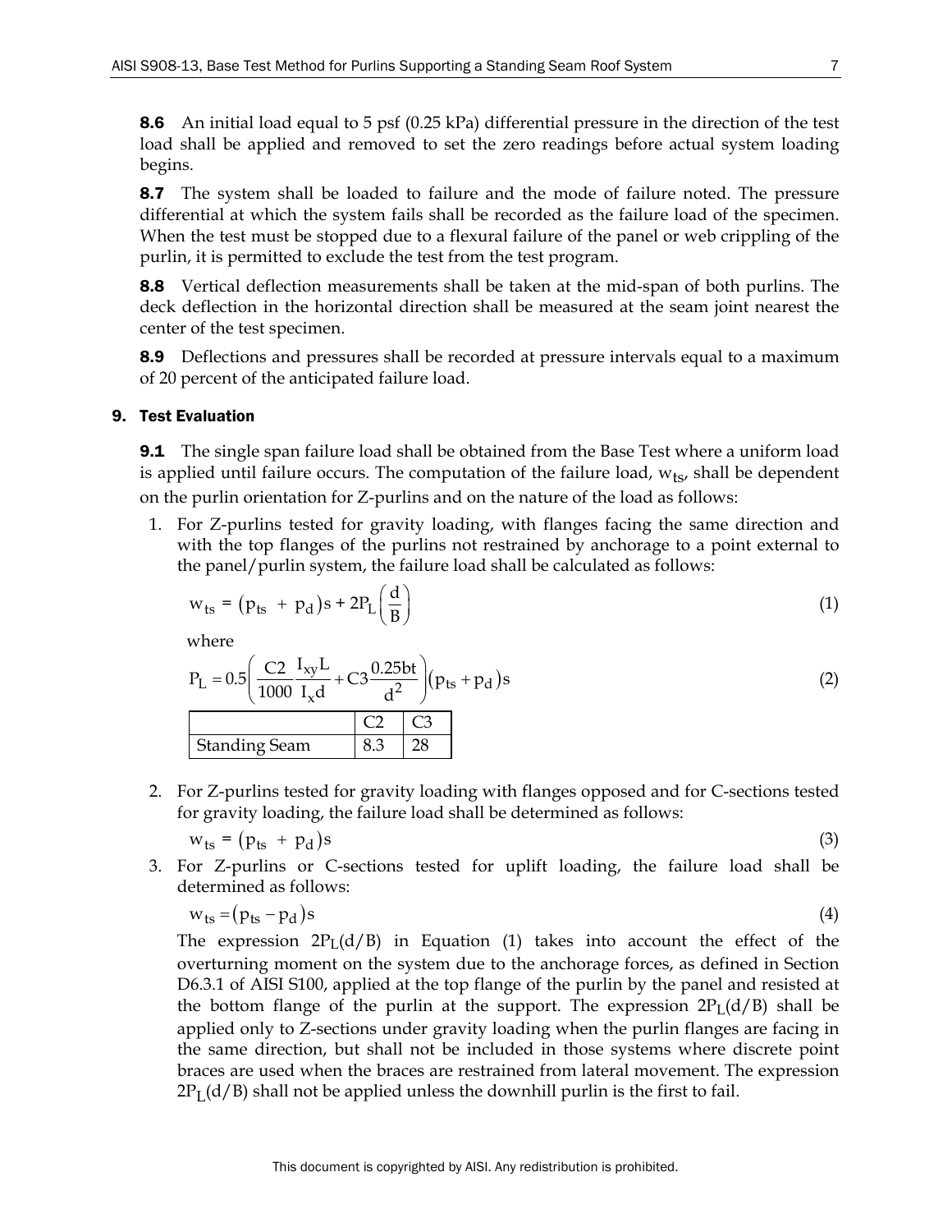**8.6** An initial load equal to 5 psf (0.25 kPa) differential pressure in the direction of the test load shall be applied and removed to set the zero readings before actual system loading begins.

**8.7** The system shall be loaded to failure and the mode of failure noted. The pressure differential at which the system fails shall be recorded as the failure load of the specimen. When the test must be stopped due to a flexural failure of the panel or web crippling of the purlin, it is permitted to exclude the test from the test program.

**8.8** Vertical deflection measurements shall be taken at the mid-span of both purlins. The deck deflection in the horizontal direction shall be measured at the seam joint nearest the center of the test specimen.

**8.9** Deflections and pressures shall be recorded at pressure intervals equal to a maximum of 20 percent of the anticipated failure load.

## 9. Test Evaluation

**9.1** The single span failure load shall be obtained from the Base Test where a uniform load is applied until failure occurs. The computation of the failure load, $w_{ts}$, shall be dependent on the purlin orientation for Z-purlins and on the nature of the load as follows:

1. For Z-purlins tested for gravity loading, with flanges facing the same direction and with the top flanges of the purlins not restrained by anchorage to a point external to the panel/purlin system, the failure load shall be calculated as follows:

   $$w_{ts} = \left(p_{ts} + p_d\right)s + 2P_L\left(\frac{d}{B}\right) \tag{1}$$

   where

   $$P_L = 0.5\left(\frac{C2}{1000}\frac{I_{xy}L}{I_x d} + C3\frac{0.25bt}{d^2}\right)\left(p_{ts} + p_d\right)s \tag{2}$$

   | | C2 | C3 |
   |---|---|---|
   | Standing Seam | 8.3 | 28 |

2. For Z-purlins tested for gravity loading with flanges opposed and for C-sections tested for gravity loading, the failure load shall be determined as follows:

   $$w_{ts} = \left(p_{ts} + p_d\right)s \tag{3}$$

3. For Z-purlins or C-sections tested for uplift loading, the failure load shall be determined as follows:

   $$w_{ts} = \left(p_{ts} - p_d\right)s \tag{4}$$

   The expression $2P_L(d/B)$ in Equation (1) takes into account the effect of the overturning moment on the system due to the anchorage forces, as defined in Section D6.3.1 of AISI S100, applied at the top flange of the purlin by the panel and resisted at the bottom flange of the purlin at the support. The expression $2P_L(d/B)$ shall be applied only to Z-sections under gravity loading when the purlin flanges are facing in the same direction, but shall not be included in those systems where discrete point braces are used when the braces are restrained from lateral movement. The expression $2P_L(d/B)$ shall not be applied unless the downhill purlin is the first to fail.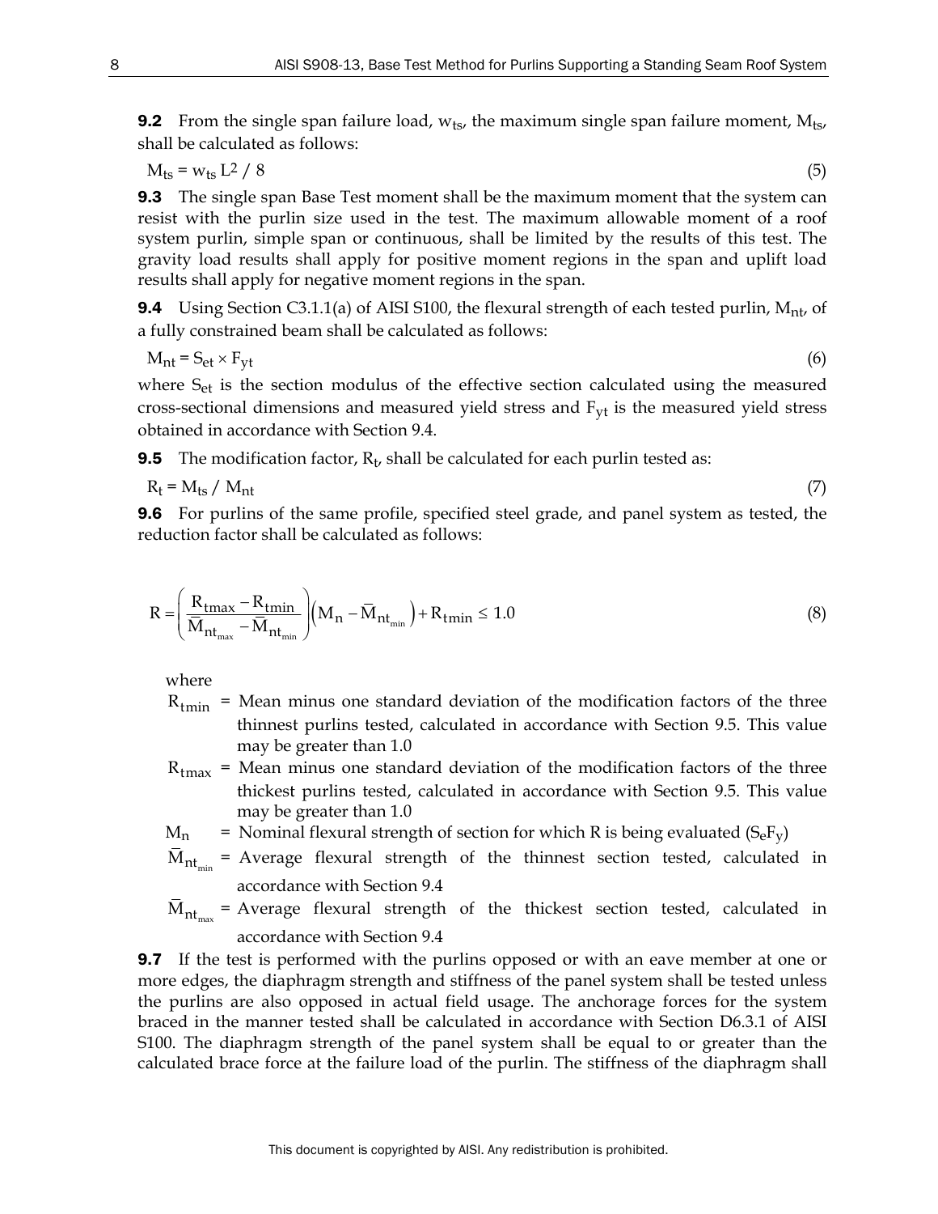**9.2** From the single span failure load, $w_{ts}$, the maximum single span failure moment, $M_{ts}$, shall be calculated as follows:

$$M_{ts} = w_{ts} L^2 / 8 \tag{5}$$

**9.3** The single span Base Test moment shall be the maximum moment that the system can resist with the purlin size used in the test. The maximum allowable moment of a roof system purlin, simple span or continuous, shall be limited by the results of this test. The gravity load results shall apply for positive moment regions in the span and uplift load results shall apply for negative moment regions in the span.

**9.4** Using Section C3.1.1(a) of AISI S100, the flexural strength of each tested purlin, $M_{nt}$, of a fully constrained beam shall be calculated as follows:

$$M_{nt} = S_{et} \times F_{yt} \tag{6}$$

where $S_{et}$ is the section modulus of the effective section calculated using the measured cross-sectional dimensions and measured yield stress and $F_{yt}$ is the measured yield stress obtained in accordance with Section 9.4.

**9.5** The modification factor, $R_t$, shall be calculated for each purlin tested as:

$$R_t = M_{ts} / M_{nt} \tag{7}$$

**9.6** For purlins of the same profile, specified steel grade, and panel system as tested, the reduction factor shall be calculated as follows:

$$R = \left( \frac{R_{tmax} - R_{tmin}}{\bar{M}_{nt_{max}} - \bar{M}_{nt_{min}}} \right) \left( M_n - \bar{M}_{nt_{min}} \right) + R_{tmin} \leq 1.0 \tag{8}$$

where

$R_{tmin}$ = Mean minus one standard deviation of the modification factors of the three thinnest purlins tested, calculated in accordance with Section 9.5. This value may be greater than 1.0

$R_{tmax}$ = Mean minus one standard deviation of the modification factors of the three thickest purlins tested, calculated in accordance with Section 9.5. This value may be greater than 1.0

$M_n$ = Nominal flexural strength of section for which R is being evaluated ($S_e F_y$)

$\bar{M}_{nt_{min}}$ = Average flexural strength of the thinnest section tested, calculated in accordance with Section 9.4

$\bar{M}_{nt_{max}}$ = Average flexural strength of the thickest section tested, calculated in accordance with Section 9.4

**9.7** If the test is performed with the purlins opposed or with an eave member at one or more edges, the diaphragm strength and stiffness of the panel system shall be tested unless the purlins are also opposed in actual field usage. The anchorage forces for the system braced in the manner tested shall be calculated in accordance with Section D6.3.1 of AISI S100. The diaphragm strength of the panel system shall be equal to or greater than the calculated brace force at the failure load of the purlin. The stiffness of the diaphragm shall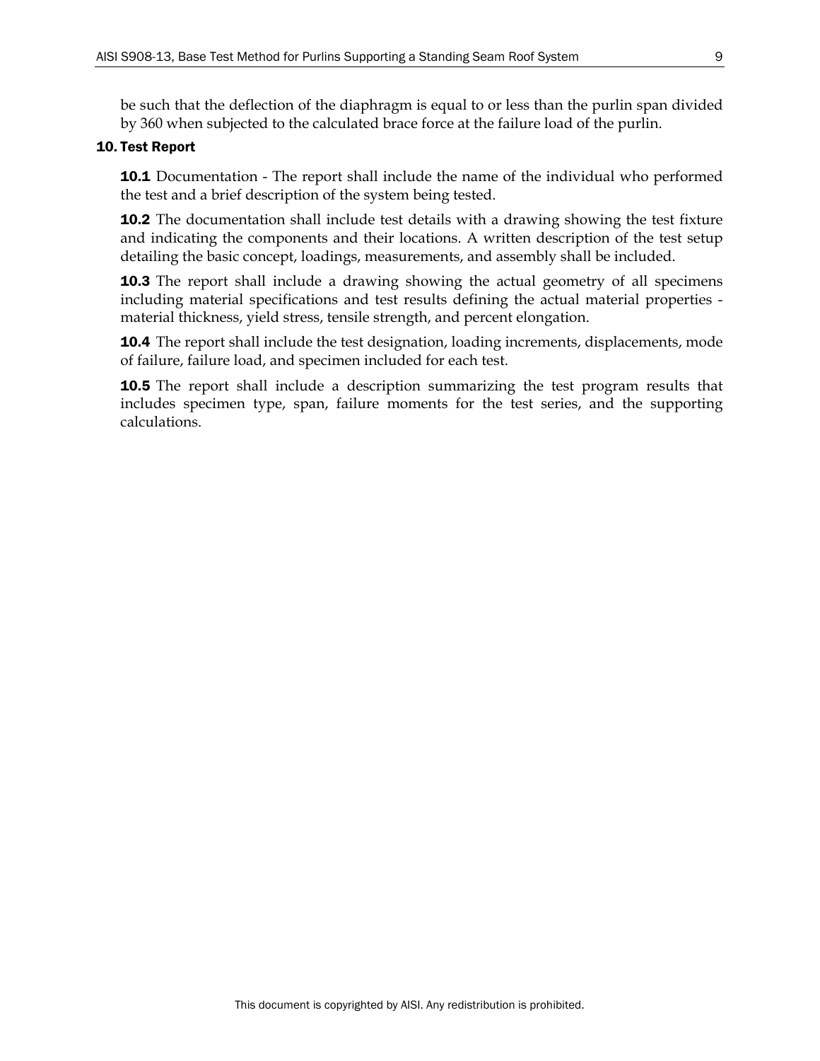be such that the deflection of the diaphragm is equal to or less than the purlin span divided by 360 when subjected to the calculated brace force at the failure load of the purlin.

## 10. Test Report

**10.1** Documentation - The report shall include the name of the individual who performed the test and a brief description of the system being tested.

**10.2** The documentation shall include test details with a drawing showing the test fixture and indicating the components and their locations. A written description of the test setup detailing the basic concept, loadings, measurements, and assembly shall be included.

**10.3** The report shall include a drawing showing the actual geometry of all specimens including material specifications and test results defining the actual material properties - material thickness, yield stress, tensile strength, and percent elongation.

**10.4** The report shall include the test designation, loading increments, displacements, mode of failure, failure load, and specimen included for each test.

**10.5** The report shall include a description summarizing the test program results that includes specimen type, span, failure moments for the test series, and the supporting calculations.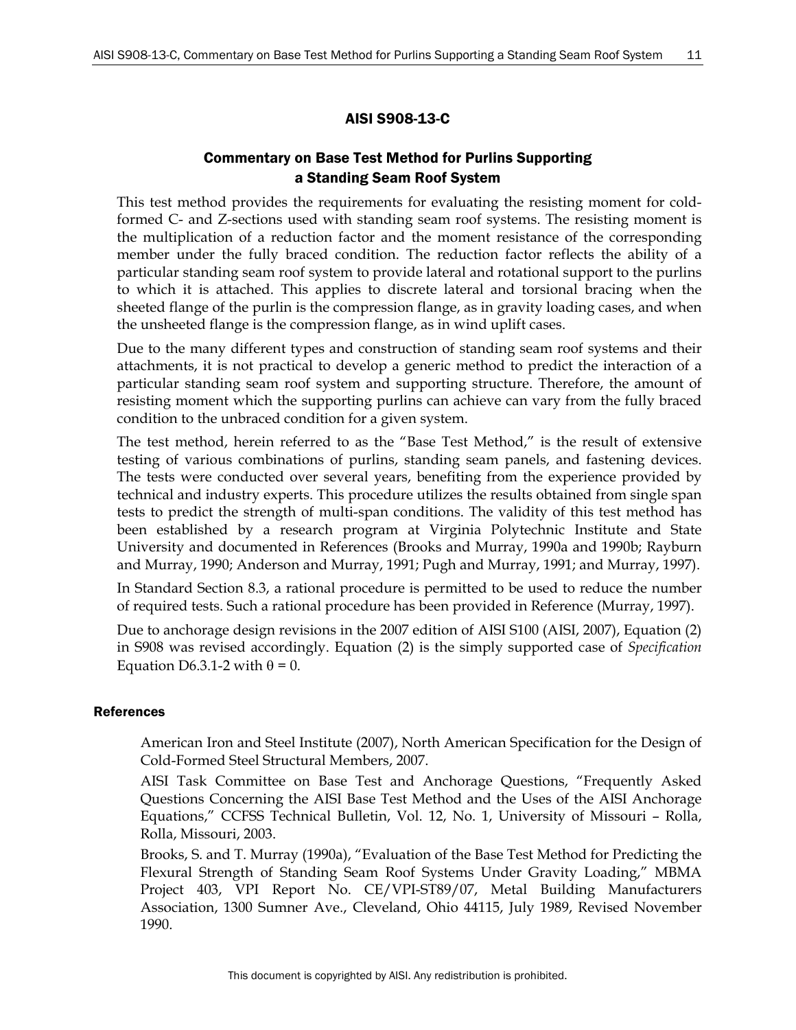# AISI S908-13-C

## Commentary on Base Test Method for Purlins Supporting a Standing Seam Roof System

This test method provides the requirements for evaluating the resisting moment for cold-formed C- and Z-sections used with standing seam roof systems. The resisting moment is the multiplication of a reduction factor and the moment resistance of the corresponding member under the fully braced condition. The reduction factor reflects the ability of a particular standing seam roof system to provide lateral and rotational support to the purlins to which it is attached. This applies to discrete lateral and torsional bracing when the sheeted flange of the purlin is the compression flange, as in gravity loading cases, and when the unsheeted flange is the compression flange, as in wind uplift cases.

Due to the many different types and construction of standing seam roof systems and their attachments, it is not practical to develop a generic method to predict the interaction of a particular standing seam roof system and supporting structure. Therefore, the amount of resisting moment which the supporting purlins can achieve can vary from the fully braced condition to the unbraced condition for a given system.

The test method, herein referred to as the "Base Test Method," is the result of extensive testing of various combinations of purlins, standing seam panels, and fastening devices. The tests were conducted over several years, benefiting from the experience provided by technical and industry experts. This procedure utilizes the results obtained from single span tests to predict the strength of multi-span conditions. The validity of this test method has been established by a research program at Virginia Polytechnic Institute and State University and documented in References (Brooks and Murray, 1990a and 1990b; Rayburn and Murray, 1990; Anderson and Murray, 1991; Pugh and Murray, 1991; and Murray, 1997).

In Standard Section 8.3, a rational procedure is permitted to be used to reduce the number of required tests. Such a rational procedure has been provided in Reference (Murray, 1997).

Due to anchorage design revisions in the 2007 edition of AISI S100 (AISI, 2007), Equation (2) in S908 was revised accordingly. Equation (2) is the simply supported case of *Specification* Equation D6.3.1-2 with $\theta = 0$.

### References

American Iron and Steel Institute (2007), North American Specification for the Design of Cold-Formed Steel Structural Members, 2007.

AISI Task Committee on Base Test and Anchorage Questions, "Frequently Asked Questions Concerning the AISI Base Test Method and the Uses of the AISI Anchorage Equations," CCFSS Technical Bulletin, Vol. 12, No. 1, University of Missouri – Rolla, Rolla, Missouri, 2003.

Brooks, S. and T. Murray (1990a), "Evaluation of the Base Test Method for Predicting the Flexural Strength of Standing Seam Roof Systems Under Gravity Loading," MBMA Project 403, VPI Report No. CE/VPI-ST89/07, Metal Building Manufacturers Association, 1300 Sumner Ave., Cleveland, Ohio 44115, July 1989, Revised November 1990.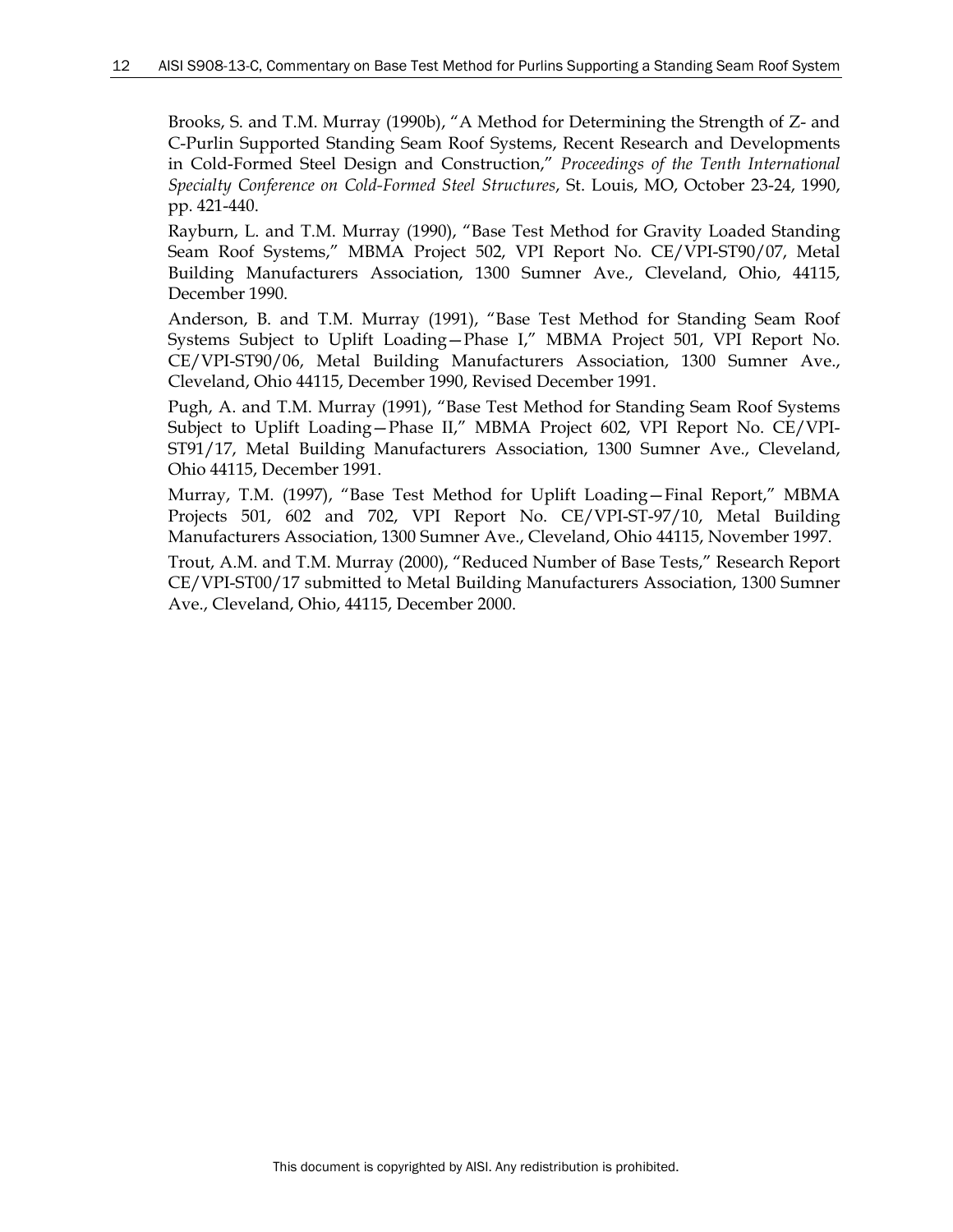Brooks, S. and T.M. Murray (1990b), "A Method for Determining the Strength of Z- and C-Purlin Supported Standing Seam Roof Systems, Recent Research and Developments in Cold-Formed Steel Design and Construction," *Proceedings of the Tenth International Specialty Conference on Cold-Formed Steel Structures*, St. Louis, MO, October 23-24, 1990, pp. 421-440.

Rayburn, L. and T.M. Murray (1990), "Base Test Method for Gravity Loaded Standing Seam Roof Systems," MBMA Project 502, VPI Report No. CE/VPI-ST90/07, Metal Building Manufacturers Association, 1300 Sumner Ave., Cleveland, Ohio, 44115, December 1990.

Anderson, B. and T.M. Murray (1991), "Base Test Method for Standing Seam Roof Systems Subject to Uplift Loading—Phase I," MBMA Project 501, VPI Report No. CE/VPI-ST90/06, Metal Building Manufacturers Association, 1300 Sumner Ave., Cleveland, Ohio 44115, December 1990, Revised December 1991.

Pugh, A. and T.M. Murray (1991), "Base Test Method for Standing Seam Roof Systems Subject to Uplift Loading—Phase II," MBMA Project 602, VPI Report No. CE/VPI-ST91/17, Metal Building Manufacturers Association, 1300 Sumner Ave., Cleveland, Ohio 44115, December 1991.

Murray, T.M. (1997), "Base Test Method for Uplift Loading—Final Report," MBMA Projects 501, 602 and 702, VPI Report No. CE/VPI-ST-97/10, Metal Building Manufacturers Association, 1300 Sumner Ave., Cleveland, Ohio 44115, November 1997.

Trout, A.M. and T.M. Murray (2000), "Reduced Number of Base Tests," Research Report CE/VPI-ST00/17 submitted to Metal Building Manufacturers Association, 1300 Sumner Ave., Cleveland, Ohio, 44115, December 2000.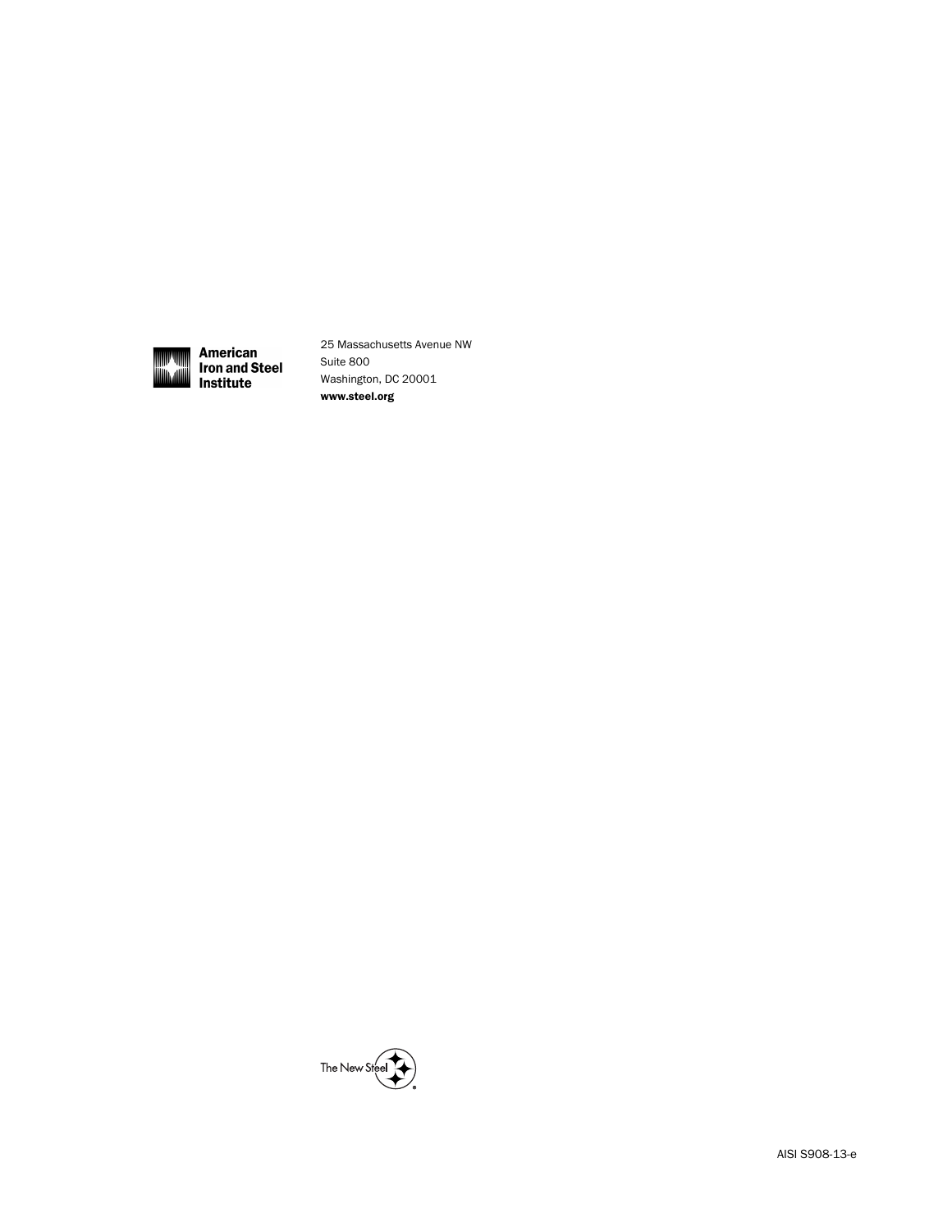American Iron and Steel Institute

25 Massachusetts Avenue NW
Suite 800
Washington, DC 20001
**www.steel.org**

The New Steel

AISI S908-13-e